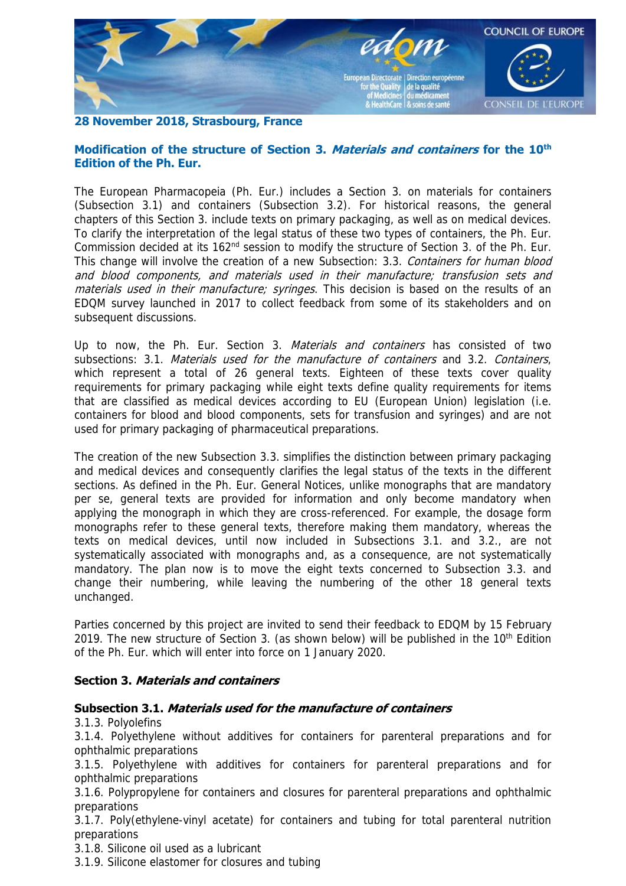**28 November 2018, Strasbourg, France**

## Modification of the structure of Section 3. *Materials and containers* for the 10th Edition of the Ph. Eur.

The European Pharmacopeia (Ph. Eur.) includes a Section 3. on materials for containers (Subsection 3.1) and containers (Subsection 3.2). For historical reasons, the general chapters of this Section 3. include texts on primary packaging, as well as on medical devices. To clarify the interpretation of the legal status of these two types of containers, the Ph. Eur. Commission decided at its 162nd session to modify the structure of Section 3. of the Ph. Eur. This change will involve the creation of a new Subsection: 3.3. *Containers for human blood and blood components, and materials used in their manufacture; transfusion sets and materials used in their manufacture; syringes*. This decision is based on the results of an EDQM survey launched in 2017 to collect feedback from some of its stakeholders and on subsequent discussions.

Up to now, the Ph. Eur. Section 3. *Materials and containers* has consisted of two subsections: 3.1. *Materials used for the manufacture of containers* and 3.2. *Containers*, which represent a total of 26 general texts. Eighteen of these texts cover quality requirements for primary packaging while eight texts define quality requirements for items that are classified as medical devices according to EU (European Union) legislation (i.e. containers for blood and blood components, sets for transfusion and syringes) and are not used for primary packaging of pharmaceutical preparations.

The creation of the new Subsection 3.3. simplifies the distinction between primary packaging and medical devices and consequently clarifies the legal status of the texts in the different sections. As defined in the Ph. Eur. General Notices, unlike monographs that are mandatory per se, general texts are provided for information and only become mandatory when applying the monograph in which they are cross-referenced. For example, the dosage form monographs refer to these general texts, therefore making them mandatory, whereas the texts on medical devices, until now included in Subsections 3.1. and 3.2., are not systematically associated with monographs and, as a consequence, are not systematically mandatory. The plan now is to move the eight texts concerned to Subsection 3.3. and change their numbering, while leaving the numbering of the other 18 general texts unchanged.

Parties concerned by this project are invited to send their feedback to EDQM by 15 February 2019. The new structure of Section 3. (as shown below) will be published in the 10th Edition of the Ph. Eur. which will enter into force on 1 January 2020.

### Section 3. *Materials and containers*

#### Subsection 3.1. *Materials used for the manufacture of containers*

3.1.3. Polyolefins
3.1.4. Polyethylene without additives for containers for parenteral preparations and for ophthalmic preparations
3.1.5. Polyethylene with additives for containers for parenteral preparations and for ophthalmic preparations
3.1.6. Polypropylene for containers and closures for parenteral preparations and ophthalmic preparations
3.1.7. Poly(ethylene-vinyl acetate) for containers and tubing for total parenteral nutrition preparations
3.1.8. Silicone oil used as a lubricant
3.1.9. Silicone elastomer for closures and tubing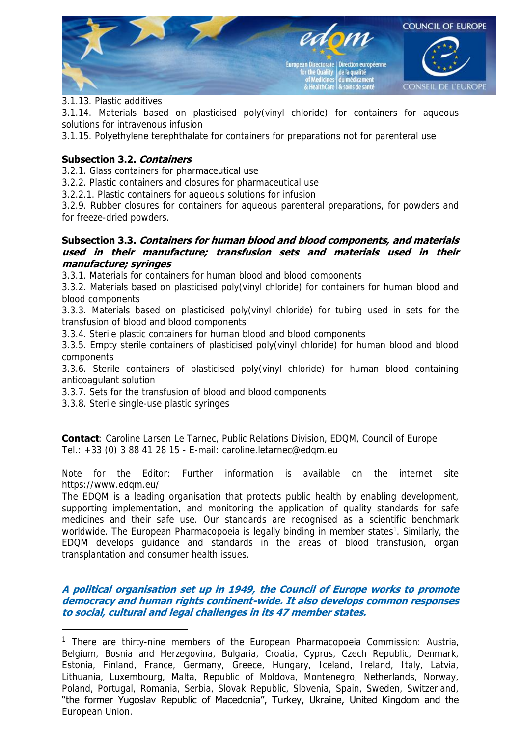3.1.13. Plastic additives

3.1.14. Materials based on plasticised poly(vinyl chloride) for containers for aqueous solutions for intravenous infusion

3.1.15. Polyethylene terephthalate for containers for preparations not for parenteral use

**Subsection 3.2. *Containers***

3.2.1. Glass containers for pharmaceutical use

3.2.2. Plastic containers and closures for pharmaceutical use

3.2.2.1. Plastic containers for aqueous solutions for infusion

3.2.9. Rubber closures for containers for aqueous parenteral preparations, for powders and for freeze-dried powders.

**Subsection 3.3. *Containers for human blood and blood components, and materials used in their manufacture; transfusion sets and materials used in their manufacture; syringes***

3.3.1. Materials for containers for human blood and blood components

3.3.2. Materials based on plasticised poly(vinyl chloride) for containers for human blood and blood components

3.3.3. Materials based on plasticised poly(vinyl chloride) for tubing used in sets for the transfusion of blood and blood components

3.3.4. Sterile plastic containers for human blood and blood components

3.3.5. Empty sterile containers of plasticised poly(vinyl chloride) for human blood and blood components

3.3.6. Sterile containers of plasticised poly(vinyl chloride) for human blood containing anticoagulant solution

3.3.7. Sets for the transfusion of blood and blood components

3.3.8. Sterile single-use plastic syringes

**Contact**: Caroline Larsen Le Tarnec, Public Relations Division, EDQM, Council of Europe
Tel.: +33 (0) 3 88 41 28 15 - E-mail: caroline.letarnec@edqm.eu

Note for the Editor: Further information is available on the internet site https://www.edqm.eu/

The EDQM is a leading organisation that protects public health by enabling development, supporting implementation, and monitoring the application of quality standards for safe medicines and their safe use. Our standards are recognised as a scientific benchmark worldwide. The European Pharmacopoeia is legally binding in member states[1]. Similarly, the EDQM develops guidance and standards in the areas of blood transfusion, organ transplantation and consumer health issues.

***A political organisation set up in 1949, the Council of Europe works to promote democracy and human rights continent-wide. It also develops common responses to social, cultural and legal challenges in its 47 member states.***

---

[1] There are thirty-nine members of the European Pharmacopoeia Commission: Austria, Belgium, Bosnia and Herzegovina, Bulgaria, Croatia, Cyprus, Czech Republic, Denmark, Estonia, Finland, France, Germany, Greece, Hungary, Iceland, Ireland, Italy, Latvia, Lithuania, Luxembourg, Malta, Republic of Moldova, Montenegro, Netherlands, Norway, Poland, Portugal, Romania, Serbia, Slovak Republic, Slovenia, Spain, Sweden, Switzerland, "the former Yugoslav Republic of Macedonia", Turkey, Ukraine, United Kingdom and the European Union.